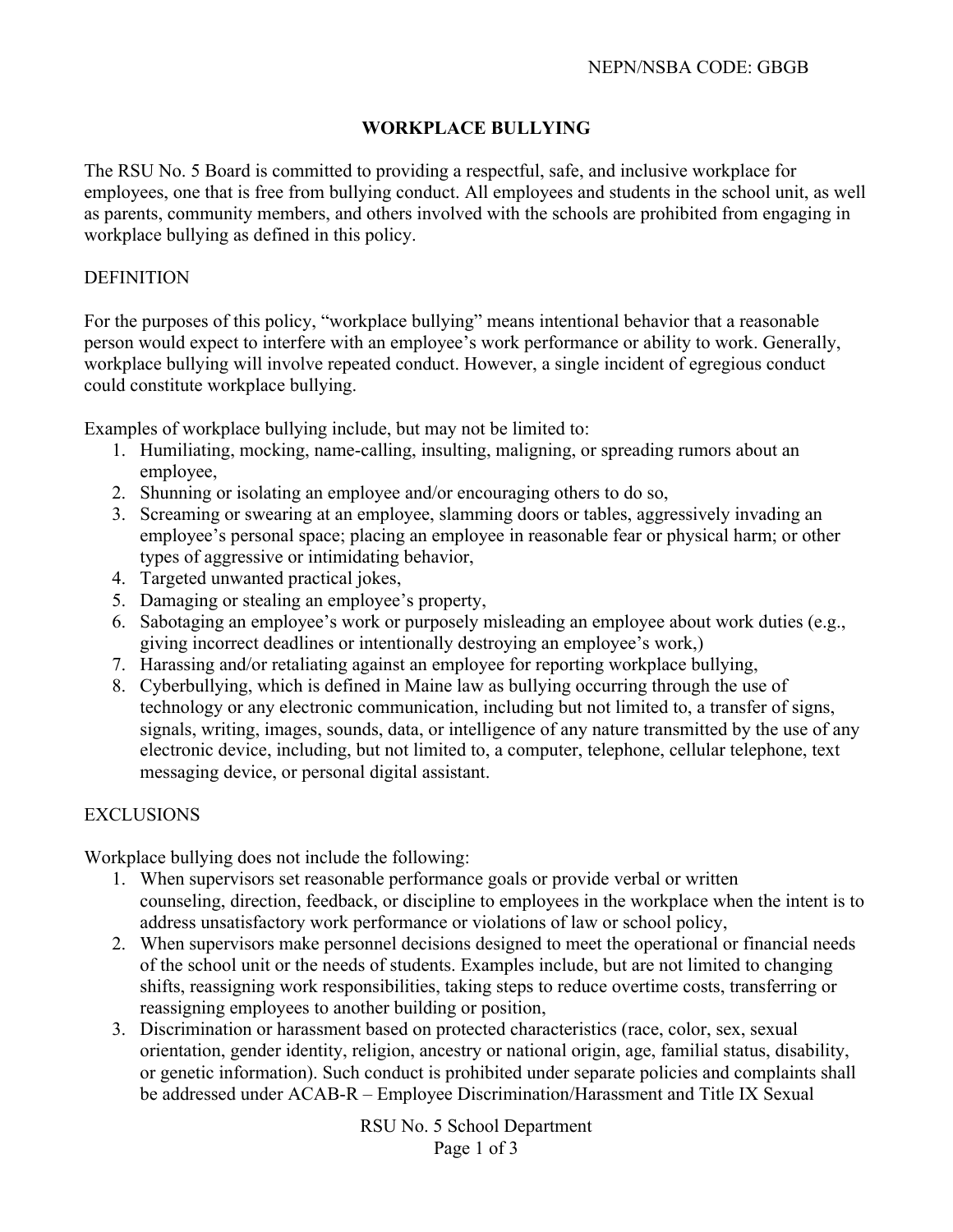NEPN/NSBA CODE: GBGB

# WORKPLACE BULLYING

The RSU No. 5 Board is committed to providing a respectful, safe, and inclusive workplace for employees, one that is free from bullying conduct. All employees and students in the school unit, as well as parents, community members, and others involved with the schools are prohibited from engaging in workplace bullying as defined in this policy.

## DEFINITION

For the purposes of this policy, "workplace bullying" means intentional behavior that a reasonable person would expect to interfere with an employee's work performance or ability to work. Generally, workplace bullying will involve repeated conduct. However, a single incident of egregious conduct could constitute workplace bullying.

Examples of workplace bullying include, but may not be limited to:

1. Humiliating, mocking, name-calling, insulting, maligning, or spreading rumors about an employee,
2. Shunning or isolating an employee and/or encouraging others to do so,
3. Screaming or swearing at an employee, slamming doors or tables, aggressively invading an employee's personal space; placing an employee in reasonable fear or physical harm; or other types of aggressive or intimidating behavior,
4. Targeted unwanted practical jokes,
5. Damaging or stealing an employee's property,
6. Sabotaging an employee's work or purposely misleading an employee about work duties (e.g., giving incorrect deadlines or intentionally destroying an employee's work,)
7. Harassing and/or retaliating against an employee for reporting workplace bullying,
8. Cyberbullying, which is defined in Maine law as bullying occurring through the use of technology or any electronic communication, including but not limited to, a transfer of signs, signals, writing, images, sounds, data, or intelligence of any nature transmitted by the use of any electronic device, including, but not limited to, a computer, telephone, cellular telephone, text messaging device, or personal digital assistant.

## EXCLUSIONS

Workplace bullying does not include the following:

1. When supervisors set reasonable performance goals or provide verbal or written counseling, direction, feedback, or discipline to employees in the workplace when the intent is to address unsatisfactory work performance or violations of law or school policy,
2. When supervisors make personnel decisions designed to meet the operational or financial needs of the school unit or the needs of students. Examples include, but are not limited to changing shifts, reassigning work responsibilities, taking steps to reduce overtime costs, transferring or reassigning employees to another building or position,
3. Discrimination or harassment based on protected characteristics (race, color, sex, sexual orientation, gender identity, religion, ancestry or national origin, age, familial status, disability, or genetic information). Such conduct is prohibited under separate policies and complaints shall be addressed under ACAB-R – Employee Discrimination/Harassment and Title IX Sexual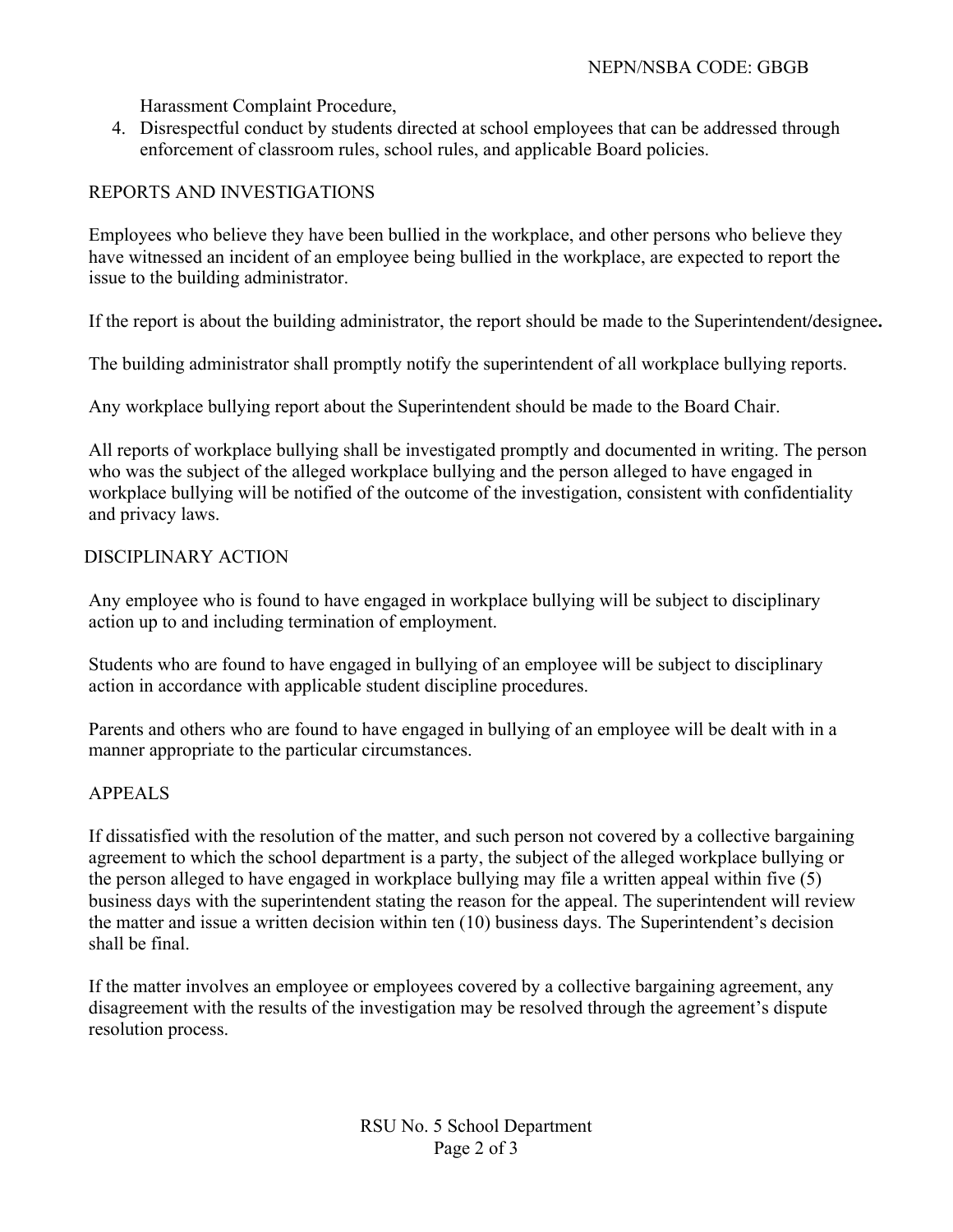Harassment Complaint Procedure,

4. Disrespectful conduct by students directed at school employees that can be addressed through enforcement of classroom rules, school rules, and applicable Board policies.

## REPORTS AND INVESTIGATIONS

Employees who believe they have been bullied in the workplace, and other persons who believe they have witnessed an incident of an employee being bullied in the workplace, are expected to report the issue to the building administrator.

If the report is about the building administrator, the report should be made to the Superintendent/designee**.**

The building administrator shall promptly notify the superintendent of all workplace bullying reports.

Any workplace bullying report about the Superintendent should be made to the Board Chair.

All reports of workplace bullying shall be investigated promptly and documented in writing. The person who was the subject of the alleged workplace bullying and the person alleged to have engaged in workplace bullying will be notified of the outcome of the investigation, consistent with confidentiality and privacy laws.

## DISCIPLINARY ACTION

Any employee who is found to have engaged in workplace bullying will be subject to disciplinary action up to and including termination of employment.

Students who are found to have engaged in bullying of an employee will be subject to disciplinary action in accordance with applicable student discipline procedures.

Parents and others who are found to have engaged in bullying of an employee will be dealt with in a manner appropriate to the particular circumstances.

## APPEALS

If dissatisfied with the resolution of the matter, and such person not covered by a collective bargaining agreement to which the school department is a party, the subject of the alleged workplace bullying or the person alleged to have engaged in workplace bullying may file a written appeal within five (5) business days with the superintendent stating the reason for the appeal. The superintendent will review the matter and issue a written decision within ten (10) business days. The Superintendent's decision shall be final.

If the matter involves an employee or employees covered by a collective bargaining agreement, any disagreement with the results of the investigation may be resolved through the agreement's dispute resolution process.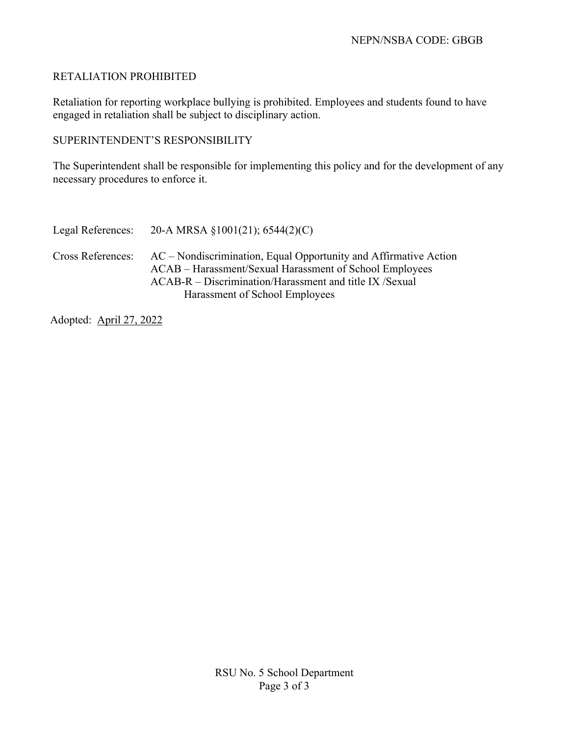## RETALIATION PROHIBITED

Retaliation for reporting workplace bullying is prohibited. Employees and students found to have engaged in retaliation shall be subject to disciplinary action.

## SUPERINTENDENT'S RESPONSIBILITY

The Superintendent shall be responsible for implementing this policy and for the development of any necessary procedures to enforce it.

Legal References: 20-A MRSA §1001(21); 6544(2)(C)

Cross References: AC – Nondiscrimination, Equal Opportunity and Affirmative Action
ACAB – Harassment/Sexual Harassment of School Employees
ACAB-R – Discrimination/Harassment and title IX /Sexual Harassment of School Employees

Adopted: April 27, 2022